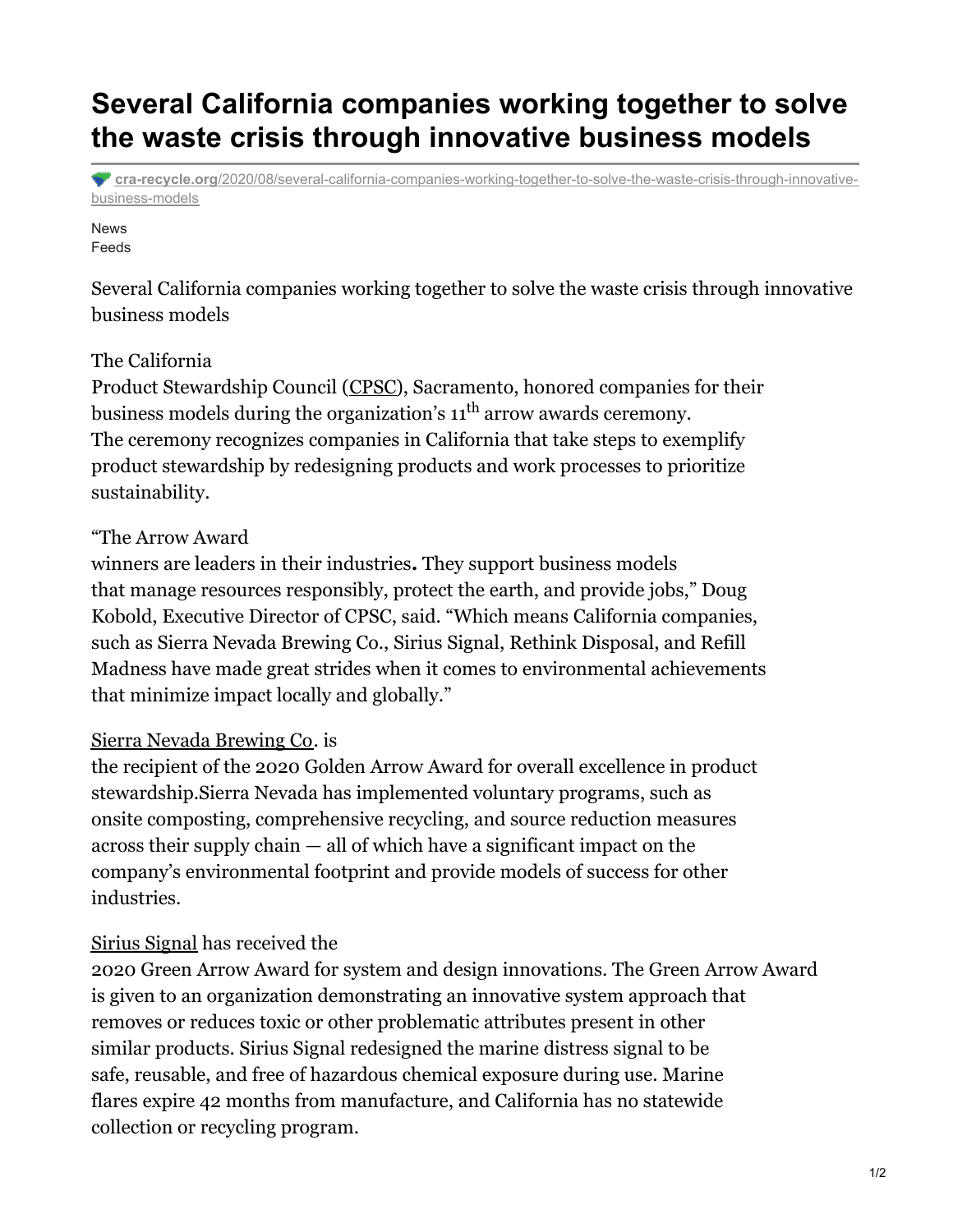# Several California companies working together to solve the waste crisis through innovative business models

cra-recycle.org/2020/08/several-california-companies-working-together-to-solve-the-waste-crisis-through-innovative-business-models

News
Feeds

Several California companies working together to solve the waste crisis through innovative business models

The California Product Stewardship Council (CPSC), Sacramento, honored companies for their business models during the organization's 11th arrow awards ceremony. The ceremony recognizes companies in California that take steps to exemplify product stewardship by redesigning products and work processes to prioritize sustainability.

"The Arrow Award winners are leaders in their industries**.** They support business models that manage resources responsibly, protect the earth, and provide jobs," Doug Kobold, Executive Director of CPSC, said. "Which means California companies, such as Sierra Nevada Brewing Co., Sirius Signal, Rethink Disposal, and Refill Madness have made great strides when it comes to environmental achievements that minimize impact locally and globally."

Sierra Nevada Brewing Co. is the recipient of the 2020 Golden Arrow Award for overall excellence in product stewardship.Sierra Nevada has implemented voluntary programs, such as onsite composting, comprehensive recycling, and source reduction measures across their supply chain — all of which have a significant impact on the company's environmental footprint and provide models of success for other industries.

Sirius Signal has received the 2020 Green Arrow Award for system and design innovations. The Green Arrow Award is given to an organization demonstrating an innovative system approach that removes or reduces toxic or other problematic attributes present in other similar products. Sirius Signal redesigned the marine distress signal to be safe, reusable, and free of hazardous chemical exposure during use. Marine flares expire 42 months from manufacture, and California has no statewide collection or recycling program.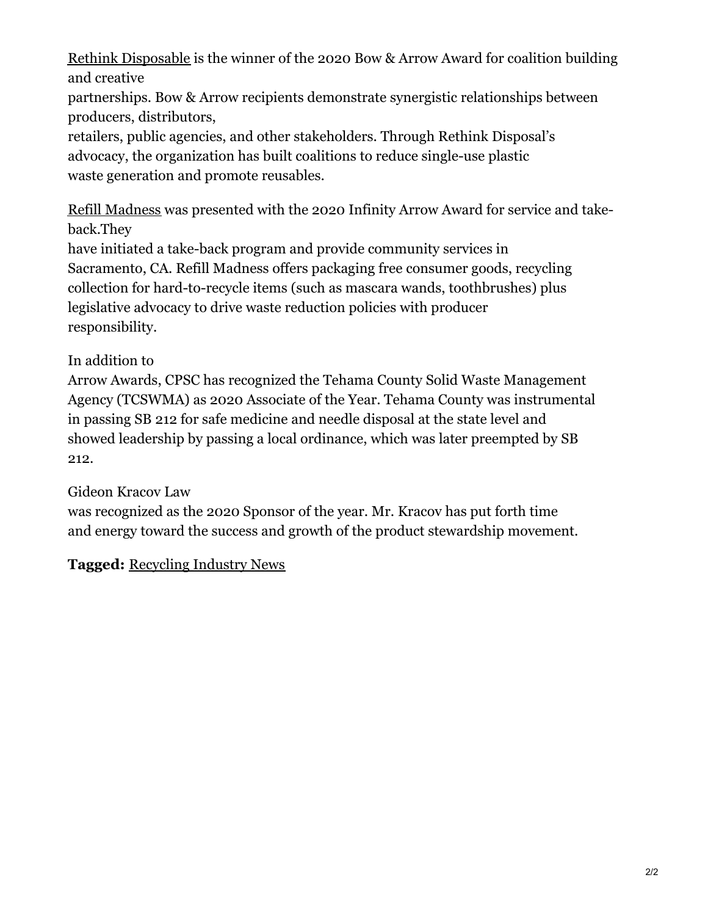Rethink Disposable is the winner of the 2020 Bow & Arrow Award for coalition building and creative partnerships. Bow & Arrow recipients demonstrate synergistic relationships between producers, distributors, retailers, public agencies, and other stakeholders. Through Rethink Disposal's advocacy, the organization has built coalitions to reduce single-use plastic waste generation and promote reusables.

Refill Madness was presented with the 2020 Infinity Arrow Award for service and take-back.They have initiated a take-back program and provide community services in Sacramento, CA. Refill Madness offers packaging free consumer goods, recycling collection for hard-to-recycle items (such as mascara wands, toothbrushes) plus legislative advocacy to drive waste reduction policies with producer responsibility.

In addition to Arrow Awards, CPSC has recognized the Tehama County Solid Waste Management Agency (TCSWMA) as 2020 Associate of the Year. Tehama County was instrumental in passing SB 212 for safe medicine and needle disposal at the state level and showed leadership by passing a local ordinance, which was later preempted by SB 212.

Gideon Kracov Law was recognized as the 2020 Sponsor of the year. Mr. Kracov has put forth time and energy toward the success and growth of the product stewardship movement.

**Tagged:** Recycling Industry News